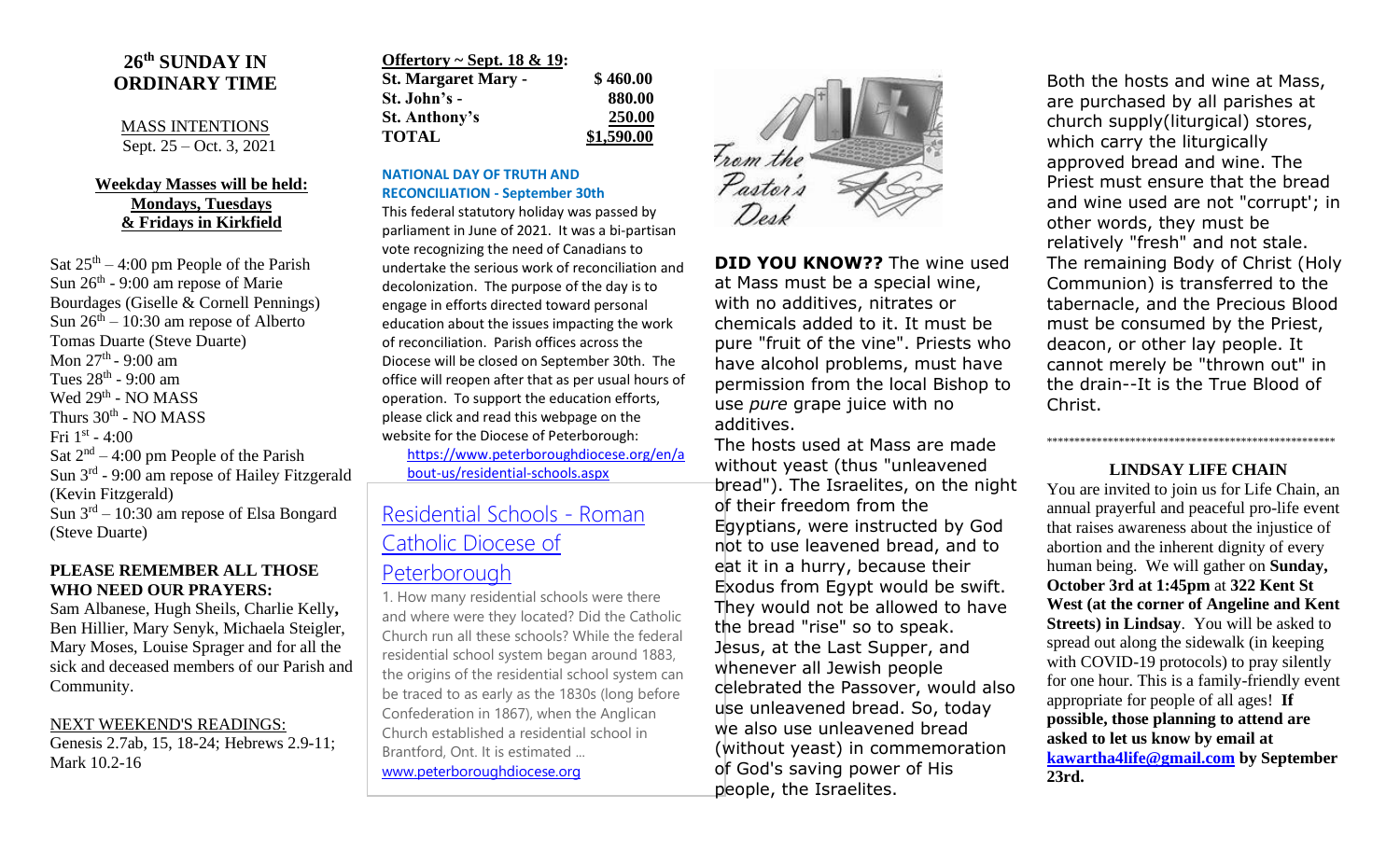# 26th SUNDAY IN ORDINARY TIME

MASS INTENTIONS
Sept. 25 – Oct. 3, 2021

**Weekday Masses will be held: Mondays, Tuesdays & Fridays in Kirkfield**

Sat 25th – 4:00 pm People of the Parish
Sun 26th - 9:00 am repose of Marie Bourdages (Giselle & Cornell Pennings)
Sun 26th – 10:30 am repose of Alberto Tomas Duarte (Steve Duarte)
Mon 27th - 9:00 am
Tues 28th - 9:00 am
Wed 29th - NO MASS
Thurs 30th - NO MASS
Fri 1st - 4:00
Sat 2nd – 4:00 pm People of the Parish
Sun 3rd - 9:00 am repose of Hailey Fitzgerald (Kevin Fitzgerald)
Sun 3rd – 10:30 am repose of Elsa Bongard (Steve Duarte)

**PLEASE REMEMBER ALL THOSE WHO NEED OUR PRAYERS:**
Sam Albanese, Hugh Sheils, Charlie Kelly, Ben Hillier, Mary Senyk, Michaela Steigler, Mary Moses, Louise Sprager and for all the sick and deceased members of our Parish and Community.

NEXT WEEKEND'S READINGS:
Genesis 2.7ab, 15, 18-24; Hebrews 2.9-11; Mark 10.2-16

**Offertory ~ Sept. 18 & 19:**

| | |
|---|---|
| **St. Margaret Mary -** | **$ 460.00** |
| **St. John's -** | **880.00** |
| **St. Anthony's** | **250.00** |
| **TOTAL** | **$1,590.00** |

**NATIONAL DAY OF TRUTH AND RECONCILIATION - September 30th**

This federal statutory holiday was passed by parliament in June of 2021. It was a bi-partisan vote recognizing the need of Canadians to undertake the serious work of reconciliation and decolonization. The purpose of the day is to engage in efforts directed toward personal education about the issues impacting the work of reconciliation. Parish offices across the Diocese will be closed on September 30th. The office will reopen after that as per usual hours of operation. To support the education efforts, please click and read this webpage on the website for the Diocese of Peterborough:
https://www.peterboroughdiocese.org/en/about-us/residential-schools.aspx

Residential Schools - Roman Catholic Diocese of Peterborough

1. How many residential schools were there and where were they located? Did the Catholic Church run all these schools? While the federal residential school system began around 1883, the origins of the residential school system can be traced to as early as the 1830s (long before Confederation in 1867), when the Anglican Church established a residential school in Brantford, Ont. It is estimated ...
www.peterboroughdiocese.org

From the Pastor's Desk

**DID YOU KNOW??** The wine used at Mass must be a special wine, with no additives, nitrates or chemicals added to it. It must be pure "fruit of the vine". Priests who have alcohol problems, must have permission from the local Bishop to use *pure* grape juice with no additives.

The hosts used at Mass are made without yeast (thus "unleavened bread"). The Israelites, on the night of their freedom from the Egyptians, were instructed by God not to use leavened bread, and to eat it in a hurry, because their Exodus from Egypt would be swift. They would not be allowed to have the bread "rise" so to speak. Jesus, at the Last Supper, and whenever all Jewish people celebrated the Passover, would also use unleavened bread. So, today we also use unleavened bread (without yeast) in commemoration of God's saving power of His people, the Israelites.

Both the hosts and wine at Mass, are purchased by all parishes at church supply(liturgical) stores, which carry the liturgically approved bread and wine. The Priest must ensure that the bread and wine used are not "corrupt'; in other words, they must be relatively "fresh" and not stale. The remaining Body of Christ (Holy Communion) is transferred to the tabernacle, and the Precious Blood must be consumed by the Priest, deacon, or other lay people. It cannot merely be "thrown out" in the drain--It is the True Blood of Christ.

\*\*\*\*\*\*\*\*\*\*\*\*\*\*\*\*\*\*\*\*\*\*\*\*\*\*\*\*\*\*\*\*\*\*\*\*\*\*\*\*\*\*\*\*\*\*\*\*\*\*\*\*\*

**LINDSAY LIFE CHAIN**

You are invited to join us for Life Chain, an annual prayerful and peaceful pro-life event that raises awareness about the injustice of abortion and the inherent dignity of every human being. We will gather on **Sunday, October 3rd at 1:45pm** at **322 Kent St West (at the corner of Angeline and Kent Streets) in Lindsay**. You will be asked to spread out along the sidewalk (in keeping with COVID-19 protocols) to pray silently for one hour. This is a family-friendly event appropriate for people of all ages! **If possible, those planning to attend are asked to let us know by email at kawartha4life@gmail.com by September 23rd.**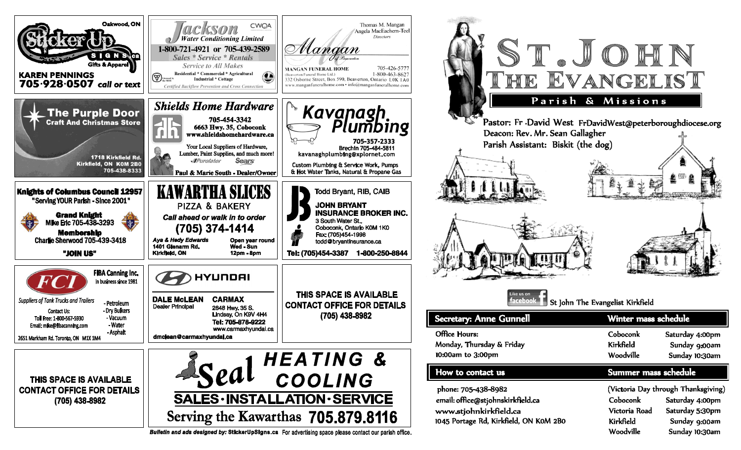**Sticker Up SIGNS.ca** — Oakwood, ON
Gifts & Apparel
**KAREN PENNINGS**
**705·928·0507** *call or text*

**Jackson** CWQA
*Water Conditioning Limited*
1-800-721-4921 or 705-439-2589
*Sales * Service * Rentals*
*Service to All Makes*
Residential * Commercial * Agricultural
Industrial * Cottage
*Certified Backflow Prevention and Cross Connection*

Thomas M. Mangan
Angela MacEachern-Teel
*Directors*
**Mangan** *of Beaverton*
MANGAN FUNERAL HOME 705-426-5777
(Beaverton Funeral Home Ltd.) 1-800-463-8627
332 Osborne Street, Box 590, Beaverton, Ontario L0K 1A0
www.manganfuneralhome.com • info@manganfuneralhome.com

**The Purple Door**
**Craft And Christmas Store**
1718 Kirkfield Rd.
Kirkfield, ON K0M 2B0
705-438-8333

***Shields Home Hardware***
705-454-3342
6663 Hwy. 35, Coboconk
www.shieldshomehardware.ca
Your Local Suppliers of Hardware, Lumber, Paint Supplies, and much more!
Purolator Sears
**Paul & Marie South - Dealer/Owner**

***Kavanagh Plumbing***
705-357-2333
Brechin 705-484-5811
kavanaghplumbing@xplornet.com
Custom Plumbing & Service Work, Pumps & Hot Water Tanks, Natural & Propane Gas

**Knights of Columbus Council 12957**
"Serving YOUR Parish - Since 2001"
**Grand Knight**
Mike Eric 705-438-3293
**Membership**
Charlie Sherwood 705-439-3418
**"JOIN US"**

**KAWARTHA SLICES**
PIZZA & BAKERY
*Call ahead or walk in to order*
**(705) 374-1414**
*Aya & Hedy Edwards*
1401 Glenarm Rd.
Kirkfield, ON
Open year round
Wed - Sun
12pm - 8pm

Todd Bryant, RIB, CAIB
**JOHN BRYANT INSURANCE BROKER INC.**
3 South Water St.,
Coboconk, Ontario K0M 1K0
Fax: (705)454-1998
todd@bryantinsurance.ca
**Tel: (705)454-3387 1-800-250-8844**

**FCI** — **FIBA Canning Inc.**
In business since 1981
*Suppliers of Tank Trucks and Trailers*
- Petroleum
- Dry Bulkers
- Vacuum
- Water
- Asphalt

Contact Us:
Toll Free: 1-800-567-5930
Email: mike@fibacanning.com
2651 Markham Rd. Toronto, ON M1X 1M4

**HYUNDAI**
**DALE McLEAN** Dealer Principal
**CARMAX**
2848 Hwy. 35 S.
Lindsay, On K9V 4H4
**Tel: 705-878-9222**
www.carmaxhyundai.ca
dmclean@carmaxhyundai.ca

**THIS SPACE IS AVAILABLE**
**CONTACT OFFICE FOR DETAILS**
**(705) 438-8982**

**THIS SPACE IS AVAILABLE**
**CONTACT OFFICE FOR DETAILS**
**(705) 438-8982**

**Seal HEATING & COOLING**
**SALES · INSTALLATION · SERVICE**
**Serving the Kawarthas 705.879.8116**

*Bulletin and ads designed by: StickerUpSigns.ca* For advertising space please contact our parish office.

# ST. JOHN THE EVANGELIST

## Parish & Missions

Pastor: Fr .David West FrDavidWest@peterboroughdiocese.org
Deacon: Rev. Mr. Sean Gallagher
Parish Assistant: Biskit (the dog)

Like us on facebook — St John The Evangelist Kirkfield

### Secretary: Anne Gunnell

Office Hours:
Monday, Thursday & Friday
10:00am to 3:00pm

### How to contact us

phone: 705-438-8982
email: office@stjohnskirkfield.ca
www.stjohnkirkfield.ca
1045 Portage Rd, Kirkfield, ON K0M 2B0

### Winter mass schedule

| | |
|---|---|
| Coboconk | Saturday 4:00pm |
| Kirkfield | Sunday 9:00am |
| Woodville | Sunday 10:30am |

### Summer mass schedule

(Victoria Day through Thanksgiving)

| | |
|---|---|
| Coboconk | Saturday 4:00pm |
| Victoria Road | Saturday 5:30pm |
| Kirkfield | Sunday 9:00am |
| Woodville | Sunday 10:30am |